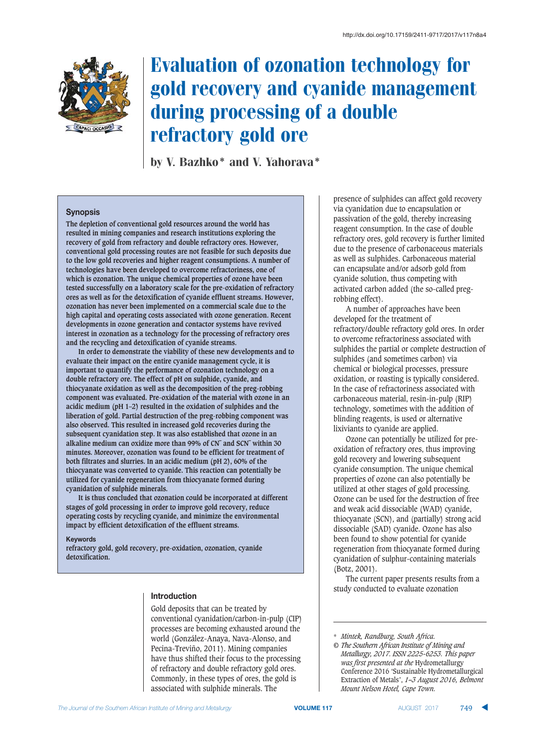http://dx.doi.org/10.17159/2411-9717/2017/v117n8a4

# Evaluation of ozonation technology for gold recovery and cyanide management during processing of a double refractory gold ore

by V. Bazhko* and V. Yahorava*

### Synopsis

**The depletion of conventional gold resources around the world has resulted in mining companies and research institutions exploring the recovery of gold from refractory and double refractory ores. However, conventional gold processing routes are not feasible for such deposits due to the low gold recoveries and higher reagent consumptions. A number of technologies have been developed to overcome refractoriness, one of which is ozonation. The unique chemical properties of ozone have been tested successfully on a laboratory scale for the pre-oxidation of refractory ores as well as for the detoxification of cyanide effluent streams. However, ozonation has never been implemented on a commercial scale due to the high capital and operating costs associated with ozone generation. Recent developments in ozone generation and contactor systems have revived interest in ozonation as a technology for the processing of refractory ores and the recycling and detoxification of cyanide streams.**

**In order to demonstrate the viability of these new developments and to evaluate their impact on the entire cyanide management cycle, it is important to quantify the performance of ozonation technology on a double refractory ore. The effect of pH on sulphide, cyanide, and thiocyanate oxidation as well as the decomposition of the preg-robbing component was evaluated. Pre-oxidation of the material with ozone in an acidic medium (pH 1–2) resulted in the oxidation of sulphides and the liberation of gold. Partial destruction of the preg-robbing component was also observed. This resulted in increased gold recoveries during the subsequent cyanidation step. It was also established that ozone in an alkaline medium can oxidize more than 99% of $CN^-$ and $SCN^-$ within 30 minutes. Moreover, ozonation was found to be efficient for treatment of both filtrates and slurries. In an acidic medium (pH 2), 60% of the thiocyanate was converted to cyanide. This reaction can potentially be utilized for cyanide regeneration from thiocyanate formed during cyanidation of sulphide minerals.**

**It is thus concluded that ozonation could be incorporated at different stages of gold processing in order to improve gold recovery, reduce operating costs by recycling cyanide, and minimize the environmental impact by efficient detoxification of the effluent streams.**

### Keywords

refractory gold, gold recovery, pre-oxidation, ozonation, cyanide detoxification.

## Introduction

Gold deposits that can be treated by conventional cyanidation/carbon-in-pulp (CIP) processes are becoming exhausted around the world (González-Anaya, Nava-Alonso, and Pecina-Treviño, 2011). Mining companies have thus shifted their focus to the processing of refractory and double refractory gold ores. Commonly, in these types of ores, the gold is associated with sulphide minerals. The presence of sulphides can affect gold recovery via cyanidation due to encapsulation or passivation of the gold, thereby increasing reagent consumption. In the case of double refractory ores, gold recovery is further limited due to the presence of carbonaceous materials as well as sulphides. Carbonaceous material can encapsulate and/or adsorb gold from cyanide solution, thus competing with activated carbon added (the so-called preg-robbing effect).

A number of approaches have been developed for the treatment of refractory/double refractory gold ores. In order to overcome refractoriness associated with sulphides the partial or complete destruction of sulphides (and sometimes carbon) via chemical or biological processes, pressure oxidation, or roasting is typically considered. In the case of refractoriness associated with carbonaceous material, resin-in-pulp (RIP) technology, sometimes with the addition of blinding reagents, is used or alternative lixiviants to cyanide are applied.

Ozone can potentially be utilized for pre-oxidation of refractory ores, thus improving gold recovery and lowering subsequent cyanide consumption. The unique chemical properties of ozone can also potentially be utilized at other stages of gold processing. Ozone can be used for the destruction of free and weak acid dissociable (WAD) cyanide, thiocyanate (SCN), and (partially) strong acid dissociable (SAD) cyanide. Ozone has also been found to show potential for cyanide regeneration from thiocyanate formed during cyanidation of sulphur-containing materials (Botz, 2001).

The current paper presents results from a study conducted to evaluate ozonation

---

\* *Mintek, Randburg, South Africa.*

© *The Southern African Institute of Mining and Metallurgy, 2017. ISSN 2225-6253. This paper was first presented at the* Hydrometallurgy Conference 2016 'Sustainable Hydrometallurgical Extraction of Metals', *1–3 August 2016, Belmont Mount Nelson Hotel, Cape Town.*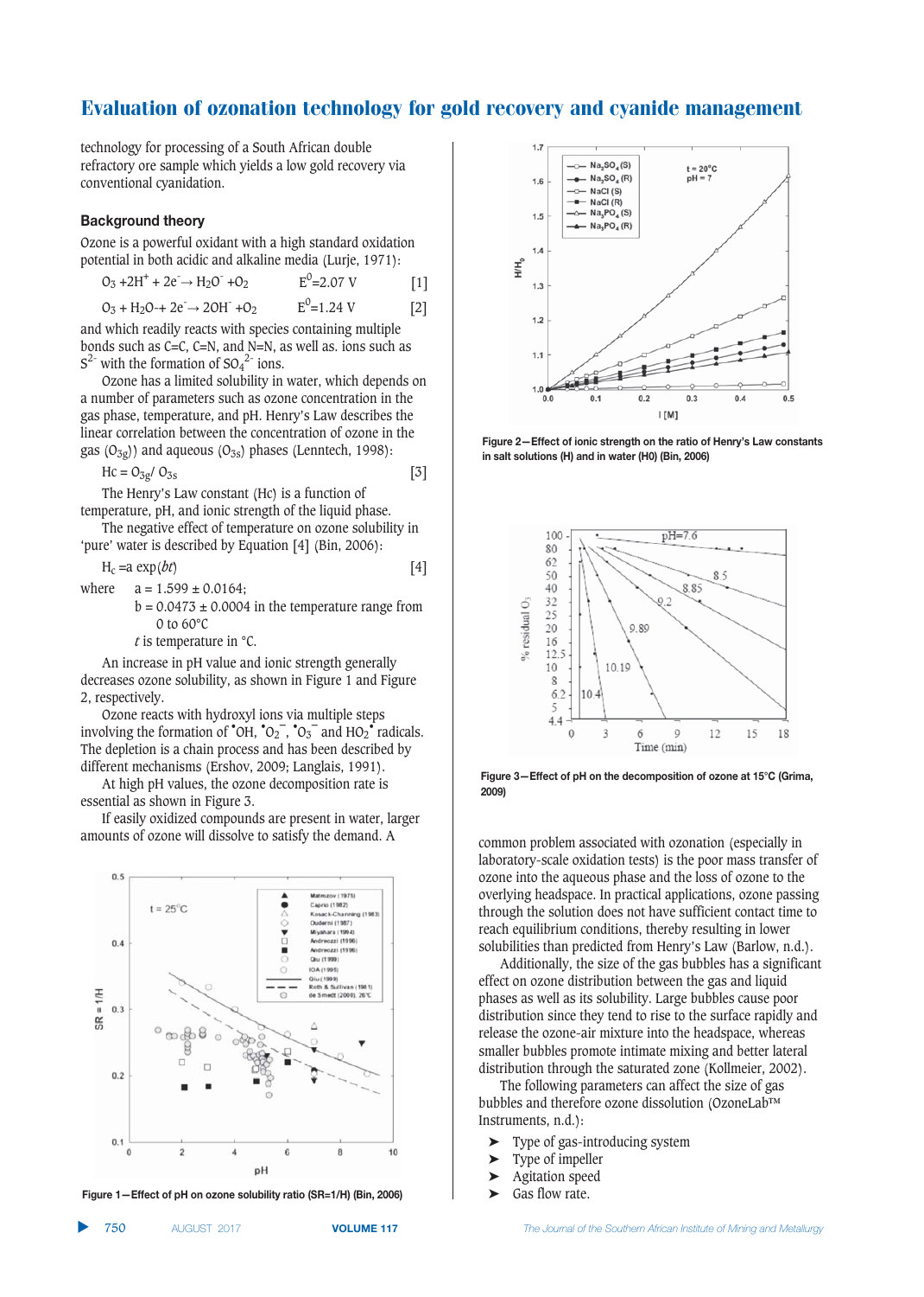technology for processing of a South African double refractory ore sample which yields a low gold recovery via conventional cyanidation.

## Background theory

Ozone is a powerful oxidant with a high standard oxidation potential in both acidic and alkaline media (Lurje, 1971):

$$O_3 + 2H^+ + 2e^- \rightarrow H_2O^- + O_2 \qquad E^0 = 2.07\ V \qquad [1]$$

$$O_3 + H_2O + 2e^- \rightarrow 2OH^- + O_2 \qquad E^0 = 1.24\ V \qquad [2]$$

and which readily reacts with species containing multiple bonds such as C=C, C=N, and N=N, as well as. ions such as $S^{2-}$ with the formation of $SO_4^{2-}$ ions.

Ozone has a limited solubility in water, which depends on a number of parameters such as ozone concentration in the gas phase, temperature, and pH. Henry's Law describes the linear correlation between the concentration of ozone in the gas ($O_{3g}$)) and aqueous ($O_{3s}$) phases (Lenntech, 1998):

$$Hc = O_{3g} / O_{3s} \qquad [3]$$

The Henry's Law constant (Hc) is a function of temperature, pH, and ionic strength of the liquid phase.

The negative effect of temperature on ozone solubility in 'pure' water is described by Equation [4] (Bin, 2006):

$$H_c = a \exp(bt) \qquad [4]$$

where a = 1.599 ± 0.0164;
b = 0.0473 ± 0.0004 in the temperature range from 0 to 60°C
*t* is temperature in °C.

An increase in pH value and ionic strength generally decreases ozone solubility, as shown in Figure 1 and Figure 2, respectively.

Ozone reacts with hydroxyl ions via multiple steps involving the formation of $^{\bullet}OH$, $^{\bullet}O_2^-$, $^{\bullet}O_3^-$ and $HO_2^{\bullet}$ radicals. The depletion is a chain process and has been described by different mechanisms (Ershov, 2009; Langlais, 1991).

At high pH values, the ozone decomposition rate is essential as shown in Figure 3.

If easily oxidized compounds are present in water, larger amounts of ozone will dissolve to satisfy the demand. A common problem associated with ozonation (especially in laboratory-scale oxidation tests) is the poor mass transfer of ozone into the aqueous phase and the loss of ozone to the overlying headspace. In practical applications, ozone passing through the solution does not have sufficient contact time to reach equilibrium conditions, thereby resulting in lower solubilities than predicted from Henry's Law (Barlow, n.d.).

Additionally, the size of the gas bubbles has a significant effect on ozone distribution between the gas and liquid phases as well as its solubility. Large bubbles cause poor distribution since they tend to rise to the surface rapidly and release the ozone-air mixture into the headspace, whereas smaller bubbles promote intimate mixing and better lateral distribution through the saturated zone (Kollmeier, 2002).

The following parameters can affect the size of gas bubbles and therefore ozone dissolution (OzoneLab™ Instruments, n.d.):

- Type of gas-introducing system
- Type of impeller
- Agitation speed
- Gas flow rate.

Figure 1—Effect of pH on ozone solubility ratio (SR=1/H) (Bin, 2006)

Figure 2—Effect of ionic strength on the ratio of Henry's Law constants in salt solutions (H) and in water (H0) (Bin, 2006)

Figure 3—Effect of pH on the decomposition of ozone at 15°C (Grima, 2009)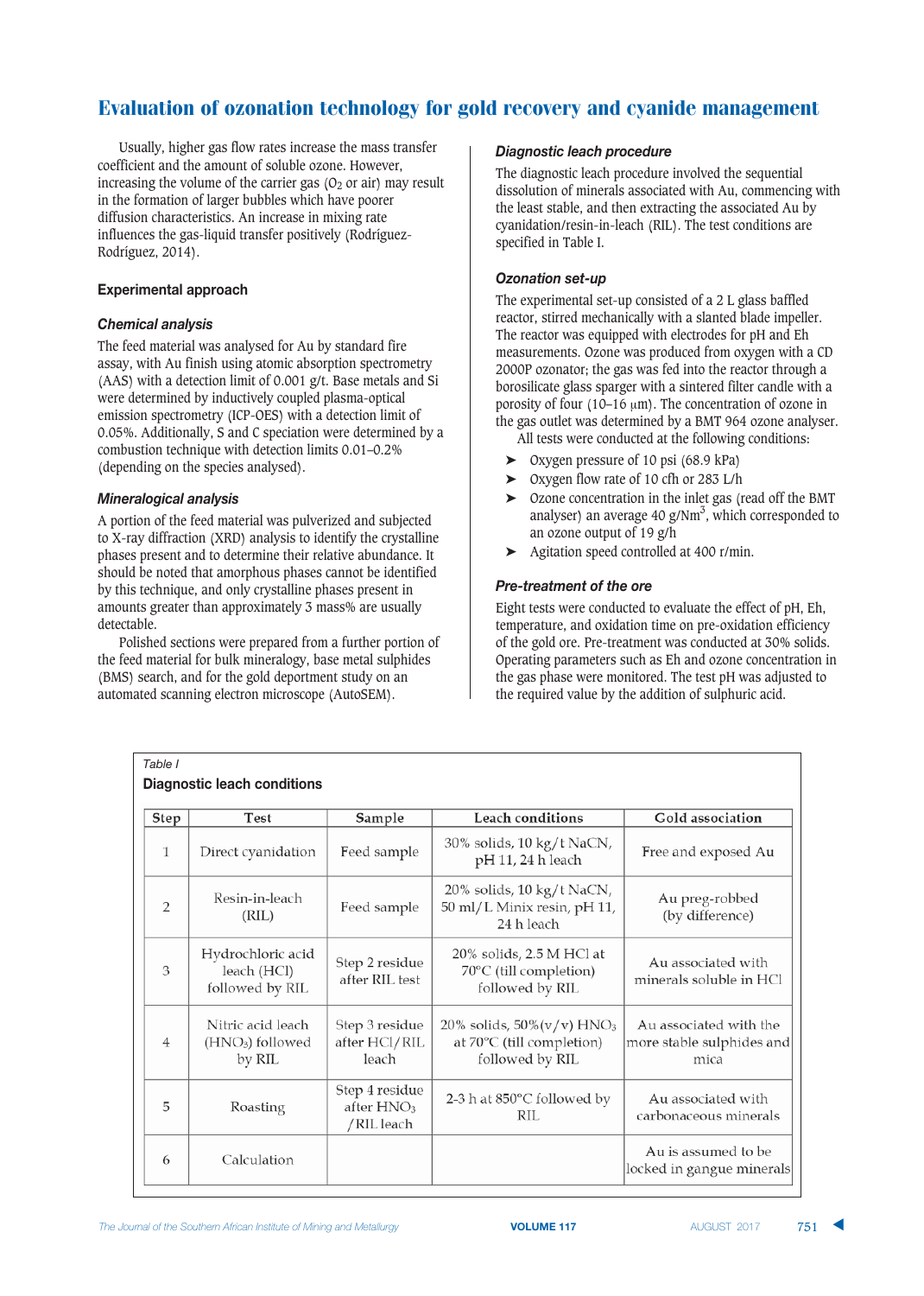Usually, higher gas flow rates increase the mass transfer coefficient and the amount of soluble ozone. However, increasing the volume of the carrier gas ($O_2$ or air) may result in the formation of larger bubbles which have poorer diffusion characteristics. An increase in mixing rate influences the gas-liquid transfer positively (Rodríguez-Rodríguez, 2014).

## Experimental approach

### Chemical analysis

The feed material was analysed for Au by standard fire assay, with Au finish using atomic absorption spectrometry (AAS) with a detection limit of 0.001 g/t. Base metals and Si were determined by inductively coupled plasma-optical emission spectrometry (ICP-OES) with a detection limit of 0.05%. Additionally, S and C speciation were determined by a combustion technique with detection limits 0.01–0.2% (depending on the species analysed).

### Mineralogical analysis

A portion of the feed material was pulverized and subjected to X-ray diffraction (XRD) analysis to identify the crystalline phases present and to determine their relative abundance. It should be noted that amorphous phases cannot be identified by this technique, and only crystalline phases present in amounts greater than approximately 3 mass% are usually detectable.

Polished sections were prepared from a further portion of the feed material for bulk mineralogy, base metal sulphides (BMS) search, and for the gold deportment study on an automated scanning electron microscope (AutoSEM).

### Diagnostic leach procedure

The diagnostic leach procedure involved the sequential dissolution of minerals associated with Au, commencing with the least stable, and then extracting the associated Au by cyanidation/resin-in-leach (RIL). The test conditions are specified in Table I.

### Ozonation set-up

The experimental set-up consisted of a 2 L glass baffled reactor, stirred mechanically with a slanted blade impeller. The reactor was equipped with electrodes for pH and Eh measurements. Ozone was produced from oxygen with a CD 2000P ozonator; the gas was fed into the reactor through a borosilicate glass sparger with a sintered filter candle with a porosity of four (10–16 μm). The concentration of ozone in the gas outlet was determined by a BMT 964 ozone analyser.

All tests were conducted at the following conditions:

- Oxygen pressure of 10 psi (68.9 kPa)
- Oxygen flow rate of 10 cfh or 283 L/h
- Ozone concentration in the inlet gas (read off the BMT analyser) an average 40 g/Nm$^3$, which corresponded to an ozone output of 19 g/h
- Agitation speed controlled at 400 r/min.

### Pre-treatment of the ore

Eight tests were conducted to evaluate the effect of pH, Eh, temperature, and oxidation time on pre-oxidation efficiency of the gold ore. Pre-treatment was conducted at 30% solids. Operating parameters such as Eh and ozone concentration in the gas phase were monitored. The test pH was adjusted to the required value by the addition of sulphuric acid.

*Table I*

**Diagnostic leach conditions**

| Step | Test | Sample | Leach conditions | Gold association |
|---|---|---|---|---|
| 1 | Direct cyanidation | Feed sample | 30% solids, 10 kg/t NaCN, pH 11, 24 h leach | Free and exposed Au |
| 2 | Resin-in-leach (RIL) | Feed sample | 20% solids, 10 kg/t NaCN, 50 ml/L Minix resin, pH 11, 24 h leach | Au preg-robbed (by difference) |
| 3 | Hydrochloric acid leach (HCl) followed by RIL | Step 2 residue after RIL test | 20% solids, 2.5 M HCl at 70°C (till completion) followed by RIL | Au associated with minerals soluble in HCl |
| 4 | Nitric acid leach ($HNO_3$) followed by RIL | Step 3 residue after HCl/RIL leach | 20% solids, 50%(v/v) $HNO_3$ at 70°C (till completion) followed by RIL | Au associated with the more stable sulphides and mica |
| 5 | Roasting | Step 4 residue after $HNO_3$ /RIL leach | 2-3 h at 850°C followed by RIL | Au associated with carbonaceous minerals |
| 6 | Calculation | | | Au is assumed to be locked in gangue minerals |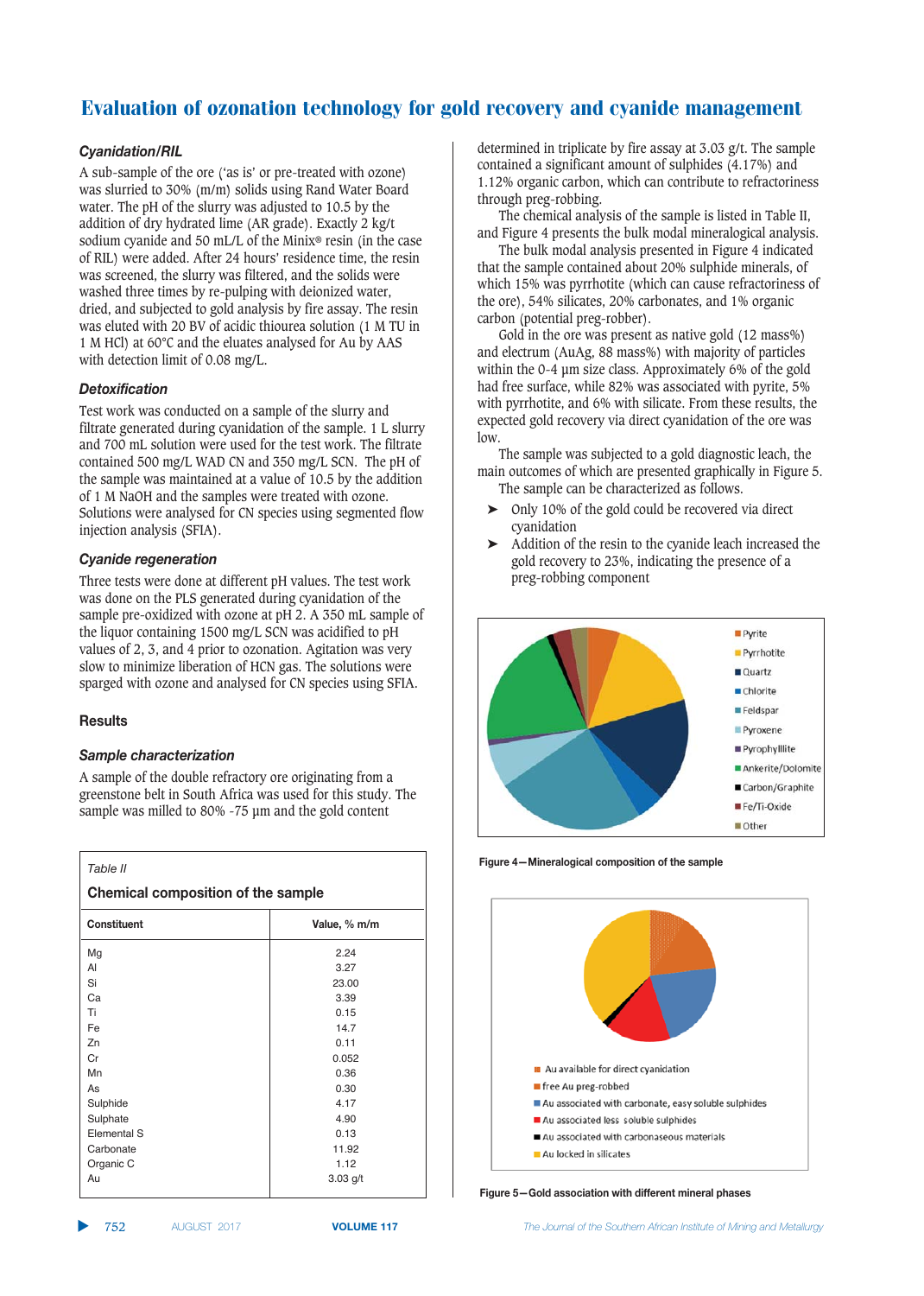### Cyanidation/RIL

A sub-sample of the ore ('as is' or pre-treated with ozone) was slurried to 30% (m/m) solids using Rand Water Board water. The pH of the slurry was adjusted to 10.5 by the addition of dry hydrated lime (AR grade). Exactly 2 kg/t sodium cyanide and 50 mL/L of the Minix® resin (in the case of RIL) were added. After 24 hours' residence time, the resin was screened, the slurry was filtered, and the solids were washed three times by re-pulping with deionized water, dried, and subjected to gold analysis by fire assay. The resin was eluted with 20 BV of acidic thiourea solution (1 M TU in 1 M HCl) at 60°C and the eluates analysed for Au by AAS with detection limit of 0.08 mg/L.

### Detoxification

Test work was conducted on a sample of the slurry and filtrate generated during cyanidation of the sample. 1 L slurry and 700 mL solution were used for the test work. The filtrate contained 500 mg/L WAD CN and 350 mg/L SCN. The pH of the sample was maintained at a value of 10.5 by the addition of 1 M NaOH and the samples were treated with ozone. Solutions were analysed for CN species using segmented flow injection analysis (SFIA).

### Cyanide regeneration

Three tests were done at different pH values. The test work was done on the PLS generated during cyanidation of the sample pre-oxidized with ozone at pH 2. A 350 mL sample of the liquor containing 1500 mg/L SCN was acidified to pH values of 2, 3, and 4 prior to ozonation. Agitation was very slow to minimize liberation of HCN gas. The solutions were sparged with ozone and analysed for CN species using SFIA.

## Results

### Sample characterization

A sample of the double refractory ore originating from a greenstone belt in South Africa was used for this study. The sample was milled to 80% -75 µm and the gold content determined in triplicate by fire assay at 3.03 g/t. The sample contained a significant amount of sulphides (4.17%) and 1.12% organic carbon, which can contribute to refractoriness through preg-robbing.

The chemical analysis of the sample is listed in Table II, and Figure 4 presents the bulk modal mineralogical analysis.

The bulk modal analysis presented in Figure 4 indicated that the sample contained about 20% sulphide minerals, of which 15% was pyrrhotite (which can cause refractoriness of the ore), 54% silicates, 20% carbonates, and 1% organic carbon (potential preg-robber).

Gold in the ore was present as native gold (12 mass%) and electrum (AuAg, 88 mass%) with majority of particles within the 0-4 µm size class. Approximately 6% of the gold had free surface, while 82% was associated with pyrite, 5% with pyrrhotite, and 6% with silicate. From these results, the expected gold recovery via direct cyanidation of the ore was low.

The sample was subjected to a gold diagnostic leach, the main outcomes of which are presented graphically in Figure 5. The sample can be characterized as follows.

- Only 10% of the gold could be recovered via direct cyanidation
- Addition of the resin to the cyanide leach increased the gold recovery to 23%, indicating the presence of a preg-robbing component

*Table II*

**Chemical composition of the sample**

| Constituent | Value, % m/m |
|---|---|
| Mg | 2.24 |
| Al | 3.27 |
| Si | 23.00 |
| Ca | 3.39 |
| Ti | 0.15 |
| Fe | 14.7 |
| Zn | 0.11 |
| Cr | 0.052 |
| Mn | 0.36 |
| As | 0.30 |
| Sulphide | 4.17 |
| Sulphate | 4.90 |
| Elemental S | 0.13 |
| Carbonate | 11.92 |
| Organic C | 1.12 |
| Au | 3.03 g/t |

Pyrite, Pyrrhotite, Quartz, Chlorite, Feldspar, Pyroxene, Pyrophyllite, Ankerite/Dolomite, Carbon/Graphite, Fe/Ti-Oxide, Other

Figure 4—Mineralogical composition of the sample

Au available for direct cyanidation, free Au preg-robbed, Au associated with carbonate, easy soluble sulphides, Au associated less soluble sulphides, Au associated with carbonaseous materials, Au locked in silicates

Figure 5—Gold association with different mineral phases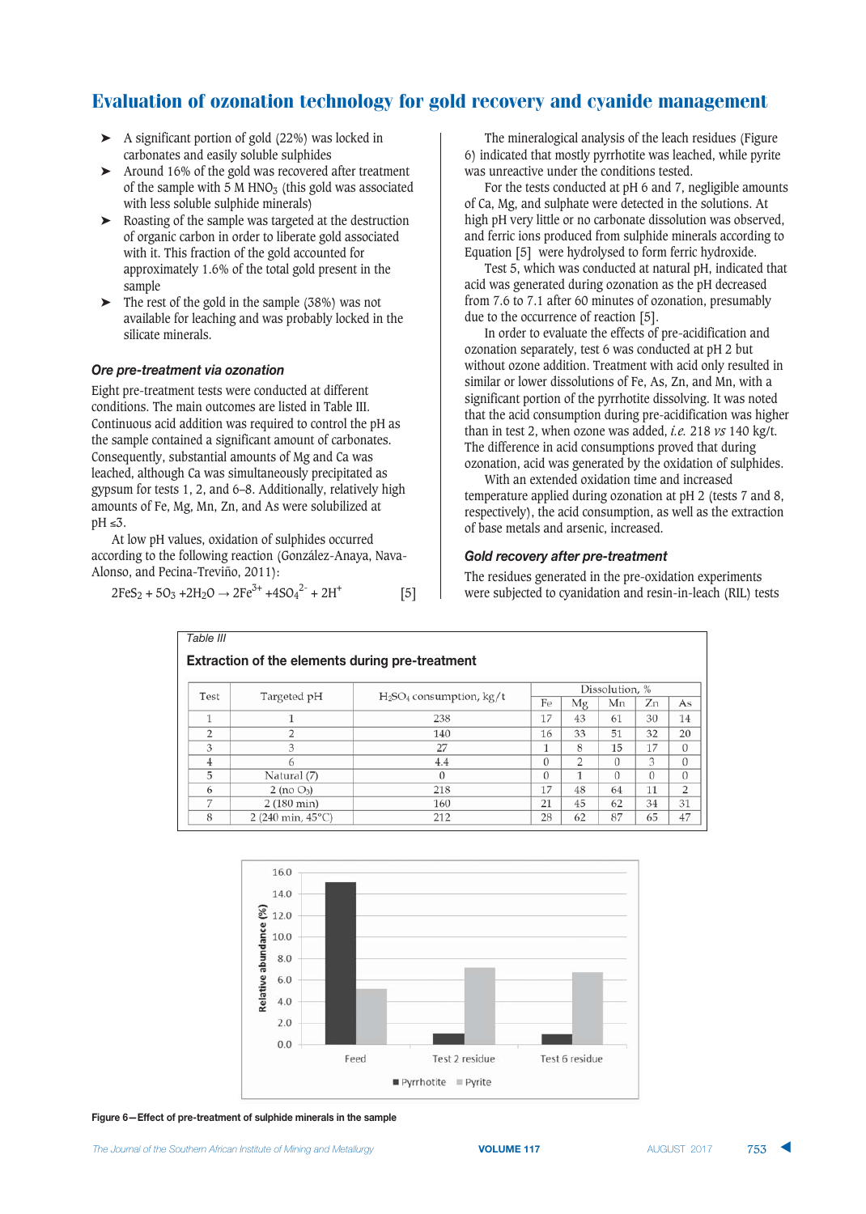- A significant portion of gold (22%) was locked in carbonates and easily soluble sulphides
- Around 16% of the gold was recovered after treatment of the sample with 5 M $HNO_3$ (this gold was associated with less soluble sulphide minerals)
- Roasting of the sample was targeted at the destruction of organic carbon in order to liberate gold associated with it. This fraction of the gold accounted for approximately 1.6% of the total gold present in the sample
- The rest of the gold in the sample (38%) was not available for leaching and was probably locked in the silicate minerals.

### Ore pre-treatment via ozonation

Eight pre-treatment tests were conducted at different conditions. The main outcomes are listed in Table III. Continuous acid addition was required to control the pH as the sample contained a significant amount of carbonates. Consequently, substantial amounts of Mg and Ca was leached, although Ca was simultaneously precipitated as gypsum for tests 1, 2, and 6–8. Additionally, relatively high amounts of Fe, Mg, Mn, Zn, and As were solubilized at pH ≤3.

At low pH values, oxidation of sulphides occurred according to the following reaction (González-Anaya, Nava-Alonso, and Pecina-Treviño, 2011):

$$2FeS_2 + 5O_3 + 2H_2O \rightarrow 2Fe^{3+} + 4SO_4^{2-} + 2H^+ \qquad [5]$$

The mineralogical analysis of the leach residues (Figure 6) indicated that mostly pyrrhotite was leached, while pyrite was unreactive under the conditions tested.

For the tests conducted at pH 6 and 7, negligible amounts of Ca, Mg, and sulphate were detected in the solutions. At high pH very little or no carbonate dissolution was observed, and ferric ions produced from sulphide minerals according to Equation [5] were hydrolysed to form ferric hydroxide.

Test 5, which was conducted at natural pH, indicated that acid was generated during ozonation as the pH decreased from 7.6 to 7.1 after 60 minutes of ozonation, presumably due to the occurrence of reaction [5].

In order to evaluate the effects of pre-acidification and ozonation separately, test 6 was conducted at pH 2 but without ozone addition. Treatment with acid only resulted in similar or lower dissolutions of Fe, As, Zn, and Mn, with a significant portion of the pyrrhotite dissolving. It was noted that the acid consumption during pre-acidification was higher than in test 2, when ozone was added, *i.e.* 218 *vs* 140 kg/t. The difference in acid consumptions proved that during ozonation, acid was generated by the oxidation of sulphides.

With an extended oxidation time and increased temperature applied during ozonation at pH 2 (tests 7 and 8, respectively), the acid consumption, as well as the extraction of base metals and arsenic, increased.

### Gold recovery after pre-treatment

The residues generated in the pre-oxidation experiments were subjected to cyanidation and resin-in-leach (RIL) tests

Table III

**Extraction of the elements during pre-treatment**

| Test | Targeted pH | $H_2SO_4$ consumption, kg/t | Dissolution, % | | | | |
|---|---|---|---|---|---|---|---|
| | | | Fe | Mg | Mn | Zn | As |
| 1 | 1 | 238 | 17 | 43 | 61 | 30 | 14 |
| 2 | 2 | 140 | 16 | 33 | 51 | 32 | 20 |
| 3 | 3 | 27 | 1 | 8 | 15 | 17 | 0 |
| 4 | 6 | 4.4 | 0 | 2 | 0 | 3 | 0 |
| 5 | Natural (7) | 0 | 0 | 1 | 0 | 0 | 0 |
| 6 | 2 (no $O_3$) | 218 | 17 | 48 | 64 | 11 | 2 |
| 7 | 2 (180 min) | 160 | 21 | 45 | 62 | 34 | 31 |
| 8 | 2 (240 min, 45°C) | 212 | 28 | 62 | 87 | 65 | 47 |

Figure 6—Effect of pre-treatment of sulphide minerals in the sample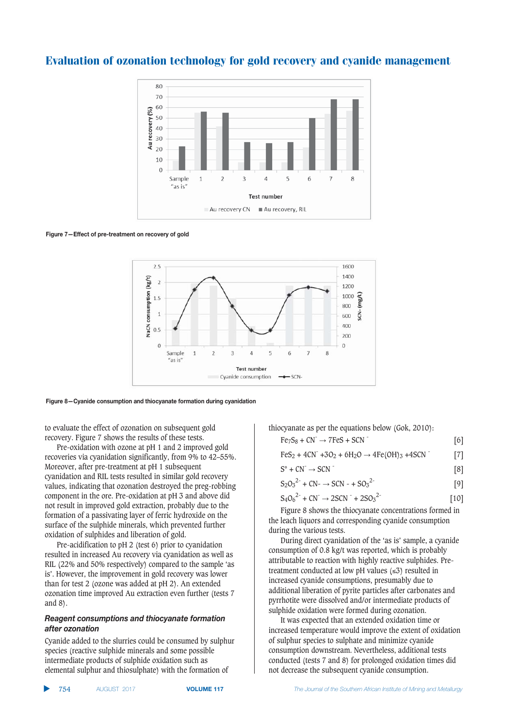Figure 7—Effect of pre-treatment on recovery of gold

Figure 8—Cyanide consumption and thiocyanate formation during cyanidation

to evaluate the effect of ozonation on subsequent gold recovery. Figure 7 shows the results of these tests.

Pre-oxidation with ozone at pH 1 and 2 improved gold recoveries via cyanidation significantly, from 9% to 42–55%. Moreover, after pre-treatment at pH 1 subsequent cyanidation and RIL tests resulted in similar gold recovery values, indicating that ozonation destroyed the preg-robbing component in the ore. Pre-oxidation at pH 3 and above did not result in improved gold extraction, probably due to the formation of a passivating layer of ferric hydroxide on the surface of the sulphide minerals, which prevented further oxidation of sulphides and liberation of gold.

Pre-acidification to pH 2 (test 6) prior to cyanidation resulted in increased Au recovery via cyanidation as well as RIL (22% and 50% respectively) compared to the sample 'as is'. However, the improvement in gold recovery was lower than for test 2 (ozone was added at pH 2). An extended ozonation time improved Au extraction even further (tests 7 and 8).

### *Reagent consumptions and thiocyanate formation after ozonation*

Cyanide added to the slurries could be consumed by sulphur species (reactive sulphide minerals and some possible intermediate products of sulphide oxidation such as elemental sulphur and thiosulphate) with the formation of thiocyanate as per the equations below (Gok, 2010):

$$Fe_7S_8 + CN^- \rightarrow 7FeS + SCN^- \quad [6]$$

$$FeS_2 + 4CN^- + 3O_2 + 6H_2O \rightarrow 4Fe(OH)_3 + 4SCN^- \quad [7]$$

$$S^\circ + CN^- \rightarrow SCN^- \quad [8]$$

$$S_2O_3^{2-} + CN^- \rightarrow SCN^- + SO_3^{2-} \quad [9]$$

$$S_4O_6^{2-} + CN^- \rightarrow 2SCN^- + 2SO_3^{2-} \quad [10]$$

Figure 8 shows the thiocyanate concentrations formed in the leach liquors and corresponding cyanide consumption during the various tests.

During direct cyanidation of the 'as is' sample, a cyanide consumption of 0.8 kg/t was reported, which is probably attributable to reaction with highly reactive sulphides. Pre-treatment conducted at low pH values (≤3) resulted in increased cyanide consumptions, presumably due to additional liberation of pyrite particles after carbonates and pyrrhotite were dissolved and/or intermediate products of sulphide oxidation were formed during ozonation.

It was expected that an extended oxidation time or increased temperature would improve the extent of oxidation of sulphur species to sulphate and minimize cyanide consumption downstream. Nevertheless, additional tests conducted (tests 7 and 8) for prolonged oxidation times did not decrease the subsequent cyanide consumption.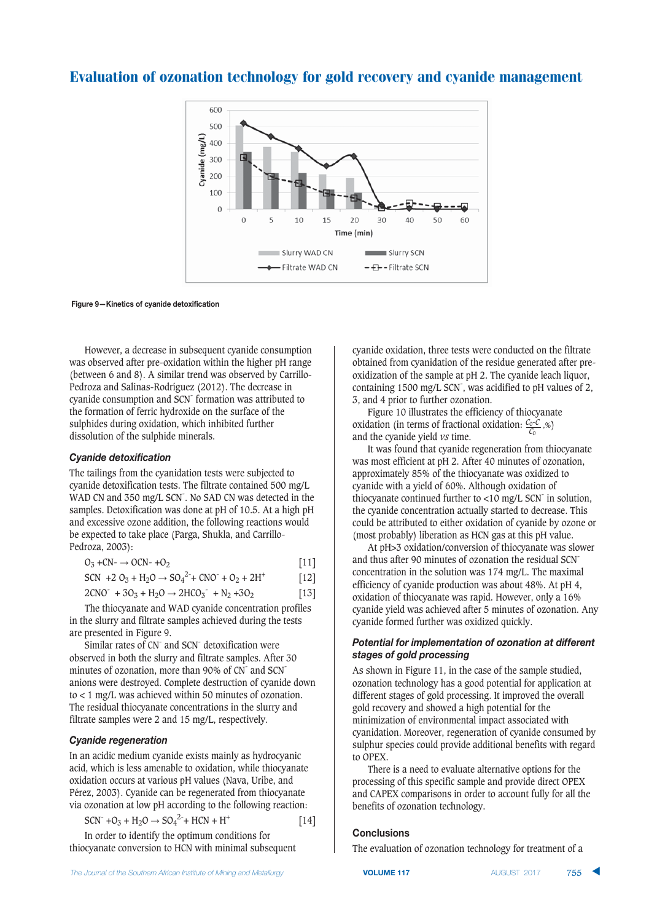Figure 9—Kinetics of cyanide detoxification

However, a decrease in subsequent cyanide consumption was observed after pre-oxidation within the higher pH range (between 6 and 8). A similar trend was observed by Carrillo-Pedroza and Salinas-Rodríguez (2012). The decrease in cyanide consumption and $SCN^-$ formation was attributed to the formation of ferric hydroxide on the surface of the sulphides during oxidation, which inhibited further dissolution of the sulphide minerals.

### Cyanide detoxification

The tailings from the cyanidation tests were subjected to cyanide detoxification tests. The filtrate contained 500 mg/L WAD CN and 350 mg/L $SCN^-$. No SAD CN was detected in the samples. Detoxification was done at pH of 10.5. At a high pH and excessive ozone addition, the following reactions would be expected to take place (Parga, Shukla, and Carrillo-Pedroza, 2003):

$$O_3 + CN^- \rightarrow OCN^- + O_2 \quad [11]$$

$$SCN^- + 2O_3 + H_2O \rightarrow SO_4^{2-} + CNO^- + O_2 + 2H^+ \quad [12]$$

$$2CNO^- + 3O_3 + H_2O \rightarrow 2HCO_3^- + N_2 + 3O_2 \quad [13]$$

The thiocyanate and WAD cyanide concentration profiles in the slurry and filtrate samples achieved during the tests are presented in Figure 9.

Similar rates of $CN^-$ and $SCN^-$ detoxification were observed in both the slurry and filtrate samples. After 30 minutes of ozonation, more than 90% of $CN^-$ and $SCN^-$ anions were destroyed. Complete destruction of cyanide down to < 1 mg/L was achieved within 50 minutes of ozonation. The residual thiocyanate concentrations in the slurry and filtrate samples were 2 and 15 mg/L, respectively.

### Cyanide regeneration

In an acidic medium cyanide exists mainly as hydrocyanic acid, which is less amenable to oxidation, while thiocyanate oxidation occurs at various pH values (Nava, Uribe, and Pérez, 2003). Cyanide can be regenerated from thiocyanate via ozonation at low pH according to the following reaction:

$$SCN^- + O_3 + H_2O \rightarrow SO_4^{2-} + HCN + H^+ \quad [14]$$

In order to identify the optimum conditions for thiocyanate conversion to HCN with minimal subsequent cyanide oxidation, three tests were conducted on the filtrate obtained from cyanidation of the residue generated after pre-oxidization of the sample at pH 2. The cyanide leach liquor, containing 1500 mg/L $SCN^-$, was acidified to pH values of 2, 3, and 4 prior to further ozonation.

Figure 10 illustrates the efficiency of thiocyanate oxidation (in terms of fractional oxidation: $\frac{C_0 - C}{C_0}$,%) and the cyanide yield *vs* time.

It was found that cyanide regeneration from thiocyanate was most efficient at pH 2. After 40 minutes of ozonation, approximately 85% of the thiocyanate was oxidized to cyanide with a yield of 60%. Although oxidation of thiocyanate continued further to <10 mg/L $SCN^-$ in solution, the cyanide concentration actually started to decrease. This could be attributed to either oxidation of cyanide by ozone or (most probably) liberation as HCN gas at this pH value.

At pH>3 oxidation/conversion of thiocyanate was slower and thus after 90 minutes of ozonation the residual $SCN^-$ concentration in the solution was 174 mg/L. The maximal efficiency of cyanide production was about 48%. At pH 4, oxidation of thiocyanate was rapid. However, only a 16% cyanide yield was achieved after 5 minutes of ozonation. Any cyanide formed further was oxidized quickly.

### Potential for implementation of ozonation at different stages of gold processing

As shown in Figure 11, in the case of the sample studied, ozonation technology has a good potential for application at different stages of gold processing. It improved the overall gold recovery and showed a high potential for the minimization of environmental impact associated with cyanidation. Moreover, regeneration of cyanide consumed by sulphur species could provide additional benefits with regard to OPEX.

There is a need to evaluate alternative options for the processing of this specific sample and provide direct OPEX and CAPEX comparisons in order to account fully for all the benefits of ozonation technology.

## Conclusions

The evaluation of ozonation technology for treatment of a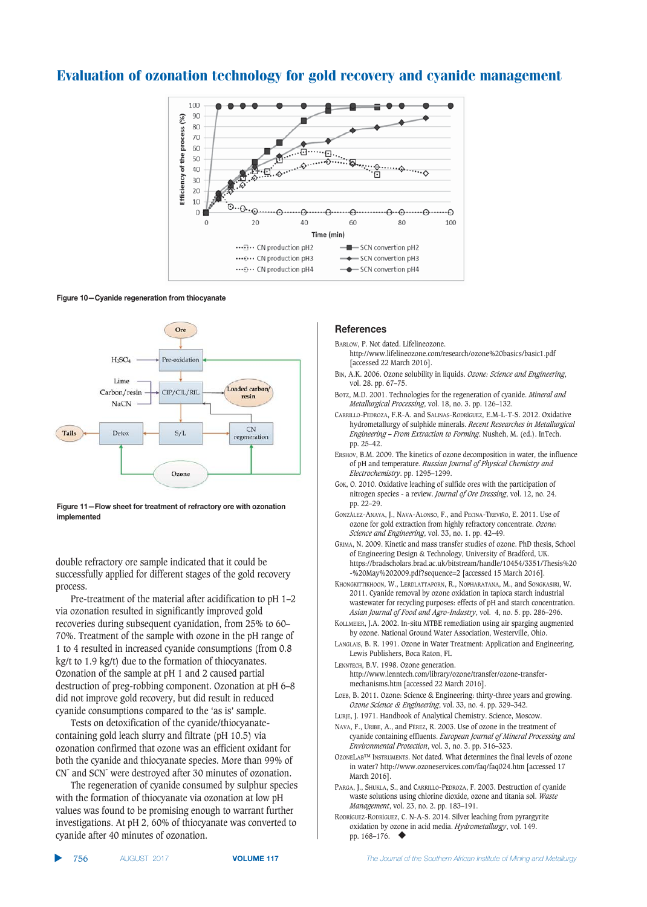100
90
80
70
60
50
40
30
20
10
0

Efficiency of the process (%)

0 20 40 60 80 100

Time (min)

CN production pH2
CN production pH3
CN production pH4
SCN convertion pH2
SCN convertion pH3
SCN convertion pH4

Figure 10—Cyanide regeneration from thiocyanate

Ore
Pre-oxidation
$H_2SO_4$
Lime
Carbon/resin
NaCN
CIP/CIL/RIL
Loaded carbon/resin
Tails
Detox
S/L
CN regeneration
Ozone

Figure 11—Flow sheet for treatment of refractory ore with ozonation implemented

double refractory ore sample indicated that it could be successfully applied for different stages of the gold recovery process.

Pre-treatment of the material after acidification to pH 1–2 via ozonation resulted in significantly improved gold recoveries during subsequent cyanidation, from 25% to 60–70%. Treatment of the sample with ozone in the pH range of 1 to 4 resulted in increased cyanide consumptions (from 0.8 kg/t to 1.9 kg/t) due to the formation of thiocyanates. Ozonation of the sample at pH 1 and 2 caused partial destruction of preg-robbing component. Ozonation at pH 6–8 did not improve gold recovery, but did result in reduced cyanide consumptions compared to the 'as is' sample.

Tests on detoxification of the cyanide/thiocyanate-containing gold leach slurry and filtrate (pH 10.5) via ozonation confirmed that ozone was an efficient oxidant for both the cyanide and thiocyanate species. More than 99% of $CN^-$ and $SCN^-$ were destroyed after 30 minutes of ozonation.

The regeneration of cyanide consumed by sulphur species with the formation of thiocyanate via ozonation at low pH values was found to be promising enough to warrant further investigations. At pH 2, 60% of thiocyanate was converted to cyanide after 40 minutes of ozonation.

## References

Barlow, P. Not dated. Lifelineozone. http://www.lifelineozone.com/research/ozone%20basics/basic1.pdf [accessed 22 March 2016].

Bin, A.K. 2006. Ozone solubility in liquids. *Ozone: Science and Engineering*, vol. 28. pp. 67–75.

Botz, M.D. 2001. Technologies for the regeneration of cyanide. *Mineral and Metallurgical Processing*, vol. 18, no. 3. pp. 126–132.

Carrillo-Pedroza, F.R-A. and Salinas-Rodríguez, E.M-L-T-S. 2012. Oxidative hydrometallurgy of sulphide minerals. *Recent Researches in Metallurgical Engineering – From Extraction to Forming*. Nusheh, M. (ed.). InTech. pp. 25–42.

Ershov, B.M. 2009. The kinetics of ozone decomposition in water, the influence of pH and temperature. *Russian Journal of Physical Chemistry and Electrochemistry*. pp. 1295–1299.

Gok, O. 2010. Oxidative leaching of sulfide ores with the participation of nitrogen species - a review. *Journal of Ore Dressing*, vol. 12, no. 24. pp. 22–29.

González-Anaya, J., Nava-Alonso, F., and Pecina-Treviño, E. 2011. Use of ozone for gold extraction from highly refractory concentrate. *Ozone: Science and Engineering*, vol. 33, no. 1. pp. 42–49.

Grima, N. 2009. Kinetic and mass transfer studies of ozone. PhD thesis, School of Engineering Design & Technology, University of Bradford, UK. https://bradscholars.brad.ac.uk/bitstream/handle/10454/3351/Thesis%20-%20May%202009.pdf?sequence=2 [accessed 15 March 2016].

Khongkittikhoon, W., Lerdlattaporn, R., Nopharatana, M., and Songkasiri, W. 2011. Cyanide removal by ozone oxidation in tapioca starch industrial wastewater for recycling purposes: effects of pH and starch concentration. *Asian Journal of Food and Agro-Industry*, vol. 4, no. 5. pp. 286–296.

Kollmeier, J.A. 2002. In-situ MTBE remediation using air sparging augmented by ozone. National Ground Water Association, Westerville, Ohio.

Langlais, B. R. 1991. Ozone in Water Treatment: Application and Engineering. Lewis Publishers, Boca Raton, FL

Lenntech, B.V. 1998. Ozone generation. http://www.lenntech.com/library/ozone/transfer/ozone-transfer-mechanisms.htm [accessed 22 March 2016].

Loeb, B. 2011. Ozone: Science & Engineering: thirty-three years and growing. *Ozone Science & Engineering*, vol. 33, no. 4. pp. 329–342.

Lurie, J. 1971. Handbook of Analytical Chemistry. Science, Moscow.

Nava, F., Uribe, A., and Perez, R. 2003. Use of ozone in the treatment of cyanide containing effluents. *European Journal of Mineral Processing and Environmental Protection*, vol. 3, no. 3. pp. 316–323.

OzoneLab™ Instruments. Not dated. What determines the final levels of ozone in water? http://www.ozoneservices.com/faq/faq024.htm [accessed 17 March 2016].

Parga, J., Shukla, S., and Carrillo-Pedroza, F. 2003. Destruction of cyanide waste solutions using chlorine dioxide, ozone and titania sol. *Waste Management*, vol. 23, no. 2. pp. 183–191.

Rodríguez-Rodríguez, C. N-A-S. 2014. Silver leaching from pyrargyrite oxidation by ozone in acid media. *Hydrometallurgy*, vol. 149. pp. 168–176. ◆